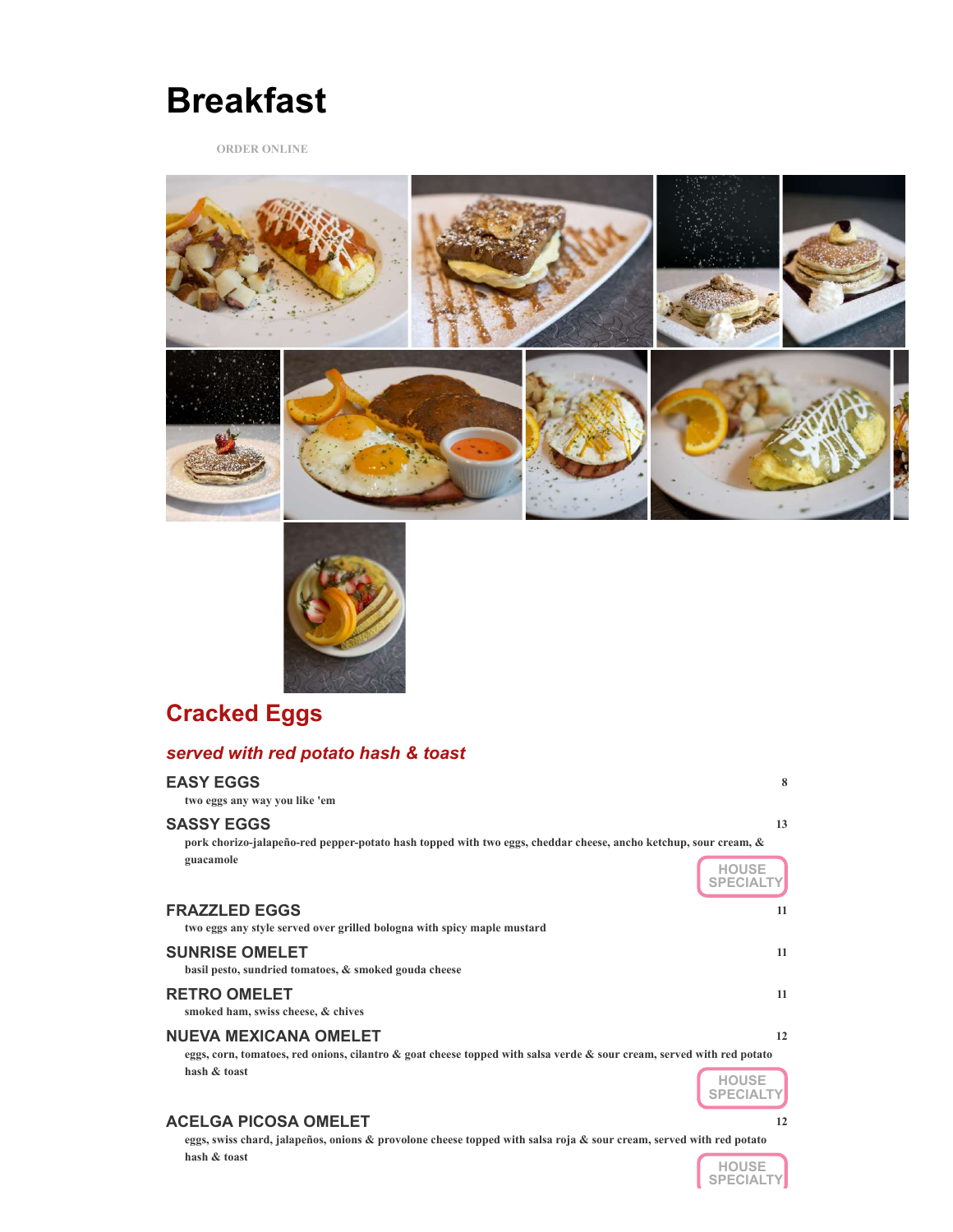# Breakfast

ORDER ONLINE

## Cracked Eggs

### *served with red potato hash & toast*

**EASY EGGS** 8

two eggs any way you like 'em

**SASSY EGGS** 13

pork chorizo-jalapeño-red pepper-potato hash topped with two eggs, cheddar cheese, ancho ketchup, sour cream, & guacamole

HOUSE SPECIALTY

**FRAZZLED EGGS** 11

two eggs any style served over grilled bologna with spicy maple mustard

**SUNRISE OMELET** 11

basil pesto, sundried tomatoes, & smoked gouda cheese

**RETRO OMELET** 11

smoked ham, swiss cheese, & chives

**NUEVA MEXICANA OMELET** 12

eggs, corn, tomatoes, red onions, cilantro & goat cheese topped with salsa verde & sour cream, served with red potato hash & toast

HOUSE SPECIALTY

**ACELGA PICOSA OMELET** 12

eggs, swiss chard, jalapeños, onions & provolone cheese topped with salsa roja & sour cream, served with red potato hash & toast

HOUSE SPECIALTY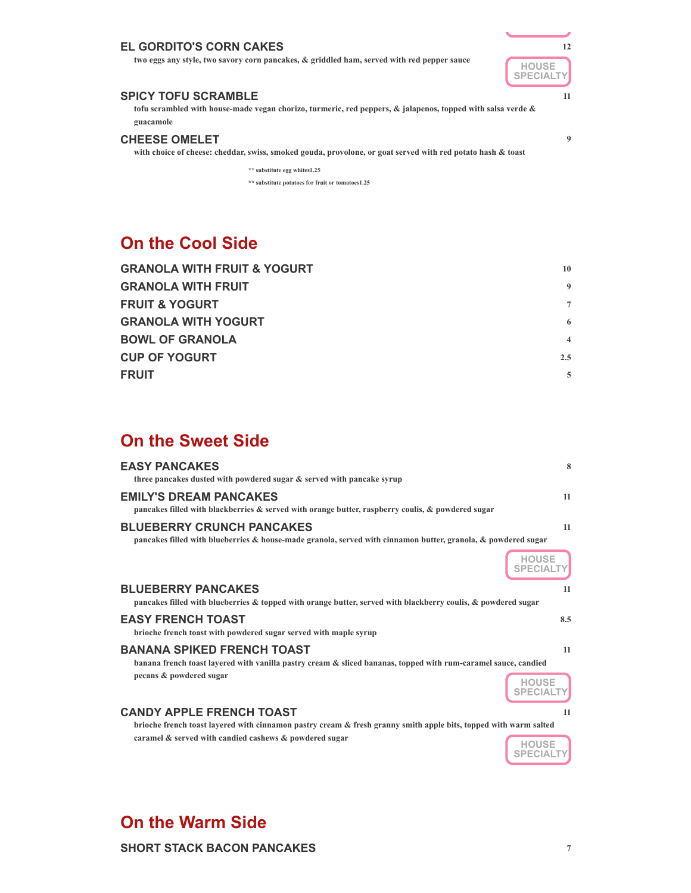### EL GORDITO'S CORN CAKES — 12

two eggs any style, two savory corn pancakes, & griddled ham, served with red pepper sauce

HOUSE SPECIALTY

### SPICY TOFU SCRAMBLE — 11

tofu scrambled with house-made vegan chorizo, turmeric, red peppers, & jalapenos, topped with salsa verde & guacamole

### CHEESE OMELET — 9

with choice of cheese: cheddar, swiss, smoked gouda, provolone, or goat served with red potato hash & toast

** substitute egg whites1.25

** substitute potatoes for fruit or tomatoes1.25

## On the Cool Side

| Item | Price |
| --- | --- |
| GRANOLA WITH FRUIT & YOGURT | 10 |
| GRANOLA WITH FRUIT | 9 |
| FRUIT & YOGURT | 7 |
| GRANOLA WITH YOGURT | 6 |
| BOWL OF GRANOLA | 4 |
| CUP OF YOGURT | 2.5 |
| FRUIT | 5 |

## On the Sweet Side

### EASY PANCAKES — 8

three pancakes dusted with powdered sugar & served with pancake syrup

### EMILY'S DREAM PANCAKES — 11

pancakes filled with blackberries & served with orange butter, raspberry coulis, & powdered sugar

### BLUEBERRY CRUNCH PANCAKES — 11

pancakes filled with blueberries & house-made granola, served with cinnamon butter, granola, & powdered sugar

HOUSE SPECIALTY

### BLUEBERRY PANCAKES — 11

pancakes filled with blueberries & topped with orange butter, served with blackberry coulis, & powdered sugar

### EASY FRENCH TOAST — 8.5

brioche french toast with powdered sugar served with maple syrup

### BANANA SPIKED FRENCH TOAST — 11

banana french toast layered with vanilla pastry cream & sliced bananas, topped with rum-caramel sauce, candied pecans & powdered sugar

HOUSE SPECIALTY

### CANDY APPLE FRENCH TOAST — 11

brioche french toast layered with cinnamon pastry cream & fresh granny smith apple bits, topped with warm salted caramel & served with candied cashews & powdered sugar

HOUSE SPECIALTY

## On the Warm Side

### SHORT STACK BACON PANCAKES — 7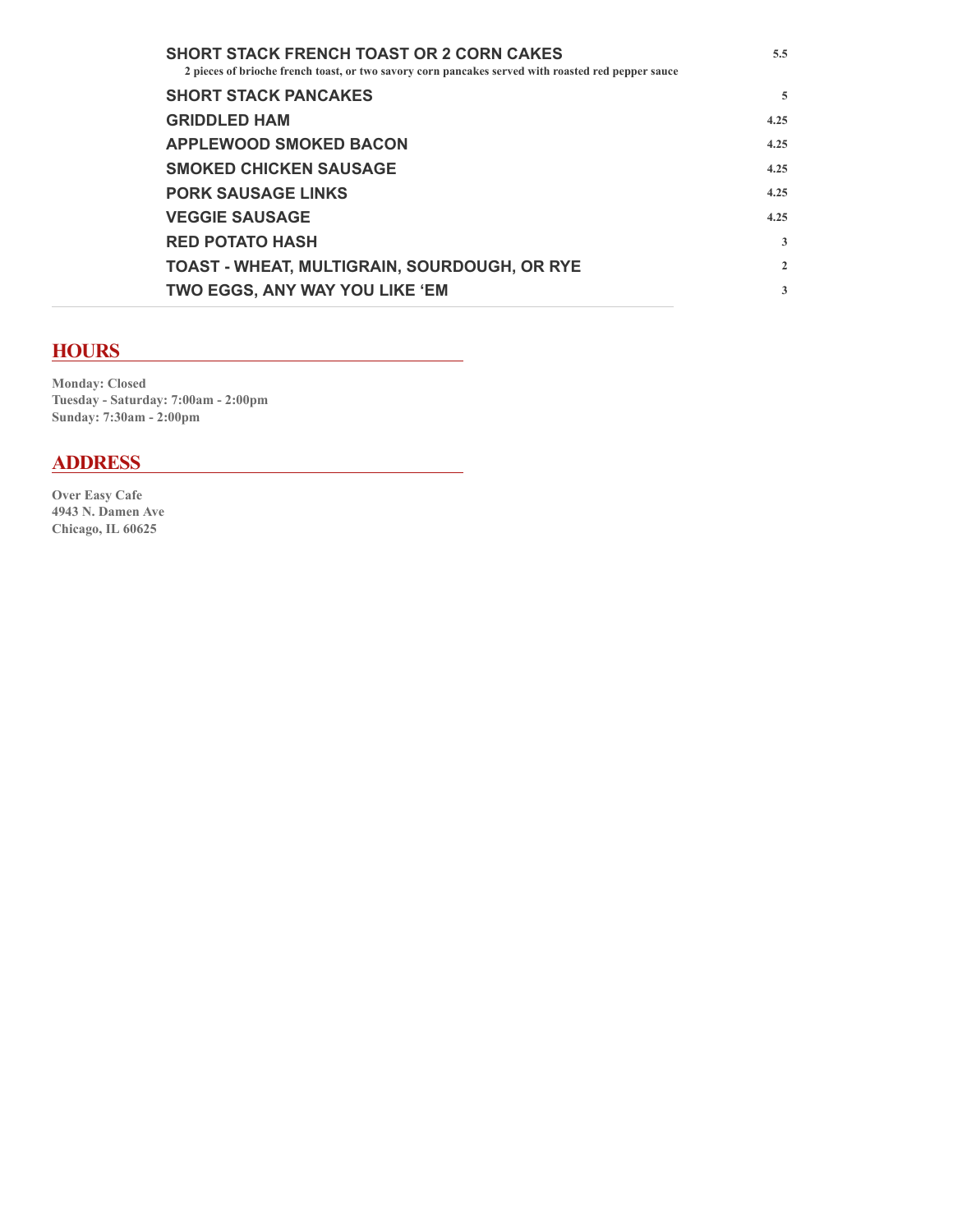**SHORT STACK FRENCH TOAST OR 2 CORN CAKES** 5.5
2 pieces of brioche french toast, or two savory corn pancakes served with roasted red pepper sauce

**SHORT STACK PANCAKES** 5

**GRIDDLED HAM** 4.25

**APPLEWOOD SMOKED BACON** 4.25

**SMOKED CHICKEN SAUSAGE** 4.25

**PORK SAUSAGE LINKS** 4.25

**VEGGIE SAUSAGE** 4.25

**RED POTATO HASH** 3

**TOAST - WHEAT, MULTIGRAIN, SOURDOUGH, OR RYE** 2

**TWO EGGS, ANY WAY YOU LIKE 'EM** 3

## HOURS

Monday: Closed
Tuesday - Saturday: 7:00am - 2:00pm
Sunday: 7:30am - 2:00pm

## ADDRESS

Over Easy Cafe
4943 N. Damen Ave
Chicago, IL 60625